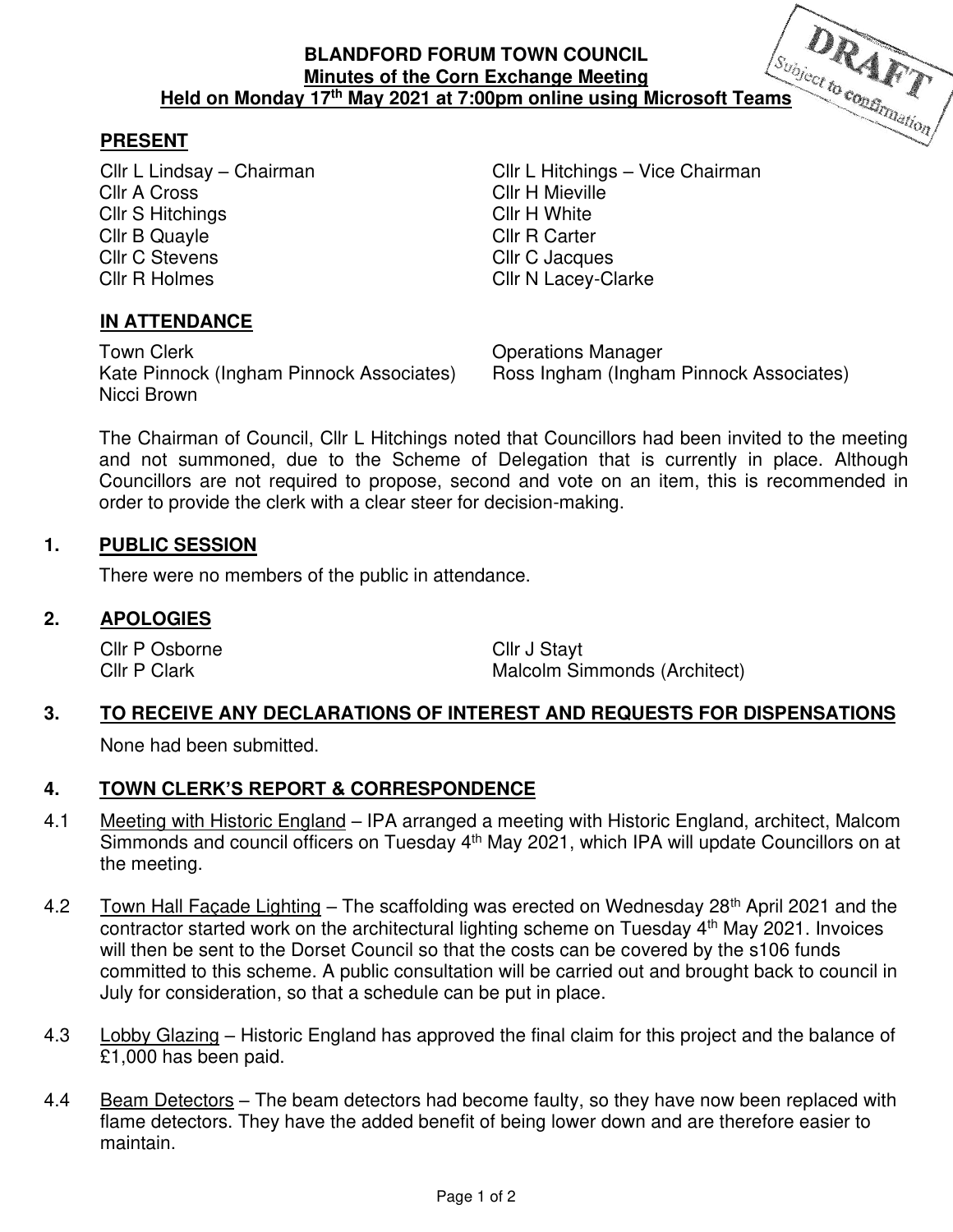DRAFT
Subject to confirmation

**BLANDFORD FORUM TOWN COUNCIL**
**Minutes of the Corn Exchange Meeting**
**Held on Monday 17th May 2021 at 7:00pm online using Microsoft Teams**

## PRESENT

Cllr L Lindsay – Chairman
Cllr L Hitchings – Vice Chairman
Cllr A Cross
Cllr H Mieville
Cllr S Hitchings
Cllr H White
Cllr B Quayle
Cllr R Carter
Cllr C Stevens
Cllr C Jacques
Cllr R Holmes
Cllr N Lacey-Clarke

## IN ATTENDANCE

Town Clerk
Operations Manager
Kate Pinnock (Ingham Pinnock Associates)
Ross Ingham (Ingham Pinnock Associates)
Nicci Brown

The Chairman of Council, Cllr L Hitchings noted that Councillors had been invited to the meeting and not summoned, due to the Scheme of Delegation that is currently in place. Although Councillors are not required to propose, second and vote on an item, this is recommended in order to provide the clerk with a clear steer for decision-making.

## 1. PUBLIC SESSION

There were no members of the public in attendance.

## 2. APOLOGIES

Cllr P Osborne
Cllr J Stayt
Cllr P Clark
Malcolm Simmonds (Architect)

## 3. TO RECEIVE ANY DECLARATIONS OF INTEREST AND REQUESTS FOR DISPENSATIONS

None had been submitted.

## 4. TOWN CLERK'S REPORT & CORRESPONDENCE

4.1 Meeting with Historic England – IPA arranged a meeting with Historic England, architect, Malcom Simmonds and council officers on Tuesday 4th May 2021, which IPA will update Councillors on at the meeting.

4.2 Town Hall Façade Lighting – The scaffolding was erected on Wednesday 28th April 2021 and the contractor started work on the architectural lighting scheme on Tuesday 4th May 2021. Invoices will then be sent to the Dorset Council so that the costs can be covered by the s106 funds committed to this scheme. A public consultation will be carried out and brought back to council in July for consideration, so that a schedule can be put in place.

4.3 Lobby Glazing – Historic England has approved the final claim for this project and the balance of £1,000 has been paid.

4.4 Beam Detectors – The beam detectors had become faulty, so they have now been replaced with flame detectors. They have the added benefit of being lower down and are therefore easier to maintain.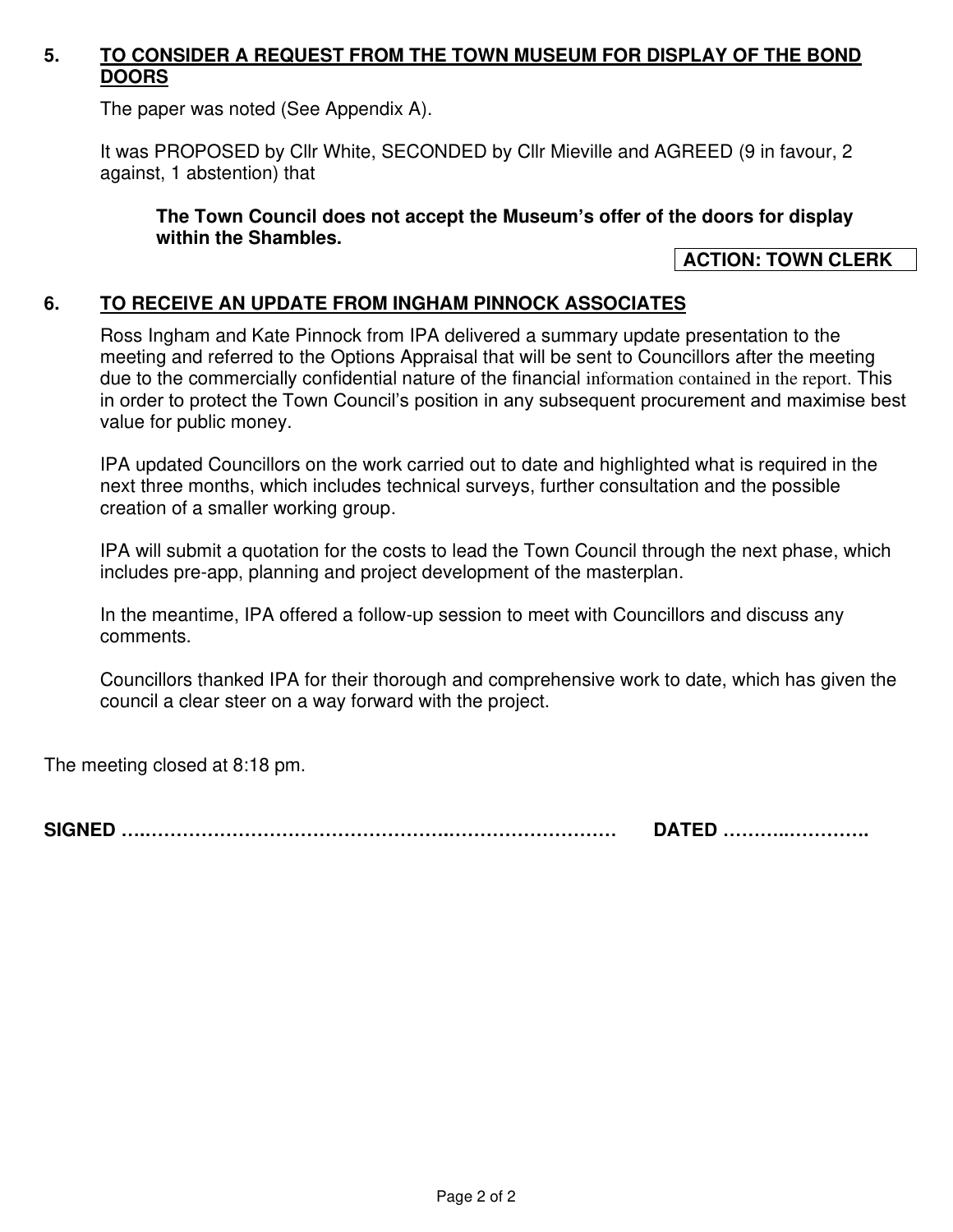## 5. TO CONSIDER A REQUEST FROM THE TOWN MUSEUM FOR DISPLAY OF THE BOND DOORS

The paper was noted (See Appendix A).

It was PROPOSED by Cllr White, SECONDED by Cllr Mieville and AGREED (9 in favour, 2 against, 1 abstention) that

**The Town Council does not accept the Museum's offer of the doors for display within the Shambles.**

**ACTION: TOWN CLERK**

## 6. TO RECEIVE AN UPDATE FROM INGHAM PINNOCK ASSOCIATES

Ross Ingham and Kate Pinnock from IPA delivered a summary update presentation to the meeting and referred to the Options Appraisal that will be sent to Councillors after the meeting due to the commercially confidential nature of the financial information contained in the report. This in order to protect the Town Council's position in any subsequent procurement and maximise best value for public money.

IPA updated Councillors on the work carried out to date and highlighted what is required in the next three months, which includes technical surveys, further consultation and the possible creation of a smaller working group.

IPA will submit a quotation for the costs to lead the Town Council through the next phase, which includes pre-app, planning and project development of the masterplan.

In the meantime, IPA offered a follow-up session to meet with Councillors and discuss any comments.

Councillors thanked IPA for their thorough and comprehensive work to date, which has given the council a clear steer on a way forward with the project.

The meeting closed at 8:18 pm.

**SIGNED ……………………………………………………………………… DATED …………………….**